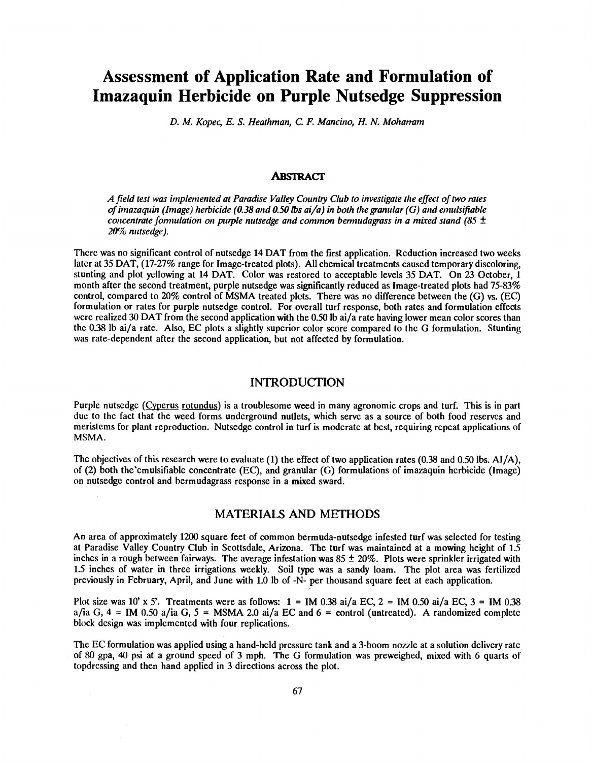# Assessment of Application Rate and Formulation of Imazaquin Herbicide on Purple Nutsedge Suppression

*D. M. Kopec, E. S. Heathman, C. F. Mancino, H. N. Moharram*

## ABSTRACT

*A field test was implemented at Paradise Valley Country Club to investigate the effect of two rates of imazaquin (Image) herbicide (0.38 and 0.50 lbs ai/a) in both the granular (G) and emulsifiable concentrate formulation on purple nutsedge and common bermudagrass in a mixed stand (85 ± 20% nutsedge).*

There was no significant control of nutsedge 14 DAT from the first application. Reduction increased two weeks later at 35 DAT, (17-27% range for Image-treated plots). All chemical treatments caused temporary discoloring, stunting and plot yellowing at 14 DAT. Color was restored to acceptable levels 35 DAT. On 23 October, 1 month after the second treatment, purple nutsedge was significantly reduced as Image-treated plots had 75-83% control, compared to 20% control of MSMA treated plots. There was no difference between the (G) vs. (EC) formulation or rates for purple nutsedge control. For overall turf response, both rates and formulation effects were realized 30 DAT from the second application with the 0.50 lb ai/a rate having lower mean color scores than the 0.38 lb ai/a rate. Also, EC plots a slightly superior color score compared to the G formulation. Stunting was rate-dependent after the second application, but not affected by formulation.

## INTRODUCTION

Purple nutsedge (Cyperus rotundus) is a troublesome weed in many agronomic crops and turf. This is in part due to the fact that the weed forms underground nutlets, which serve as a source of both food reserves and meristems for plant reproduction. Nutsedge control in turf is moderate at best, requiring repeat applications of MSMA.

The objectives of this research were to evaluate (1) the effect of two application rates (0.38 and 0.50 lbs. AI/A), of (2) both the emulsifiable concentrate (EC), and granular (G) formulations of imazaquin herbicide (Image) on nutsedge control and bermudagrass response in a mixed sward.

## MATERIALS AND METHODS

An area of approximately 1200 square feet of common bermuda-nutsedge infested turf was selected for testing at Paradise Valley Country Club in Scottsdale, Arizona. The turf was maintained at a mowing height of 1.5 inches in a rough between fairways. The average infestation was 85 ± 20%. Plots were sprinkler irrigated with 1.5 inches of water in three irrigations weekly. Soil type was a sandy loam. The plot area was fertilized previously in February, April, and June with 1.0 lb of -N- per thousand square feet at each application.

Plot size was 10' x 5'. Treatments were as follows: 1 = IM 0.38 ai/a EC, 2 = IM 0.50 ai/a EC, 3 = IM 0.38 a/ia G, 4 = IM 0.50 a/ia G, 5 = MSMA 2.0 ai/a EC and 6 = control (untreated). A randomized complete block design was implemented with four replications.

The EC formulation was applied using a hand-held pressure tank and a 3-boom nozzle at a solution delivery rate of 80 gpa, 40 psi at a ground speed of 3 mph. The G formulation was preweighed, mixed with 6 quarts of topdressing and then hand applied in 3 directions across the plot.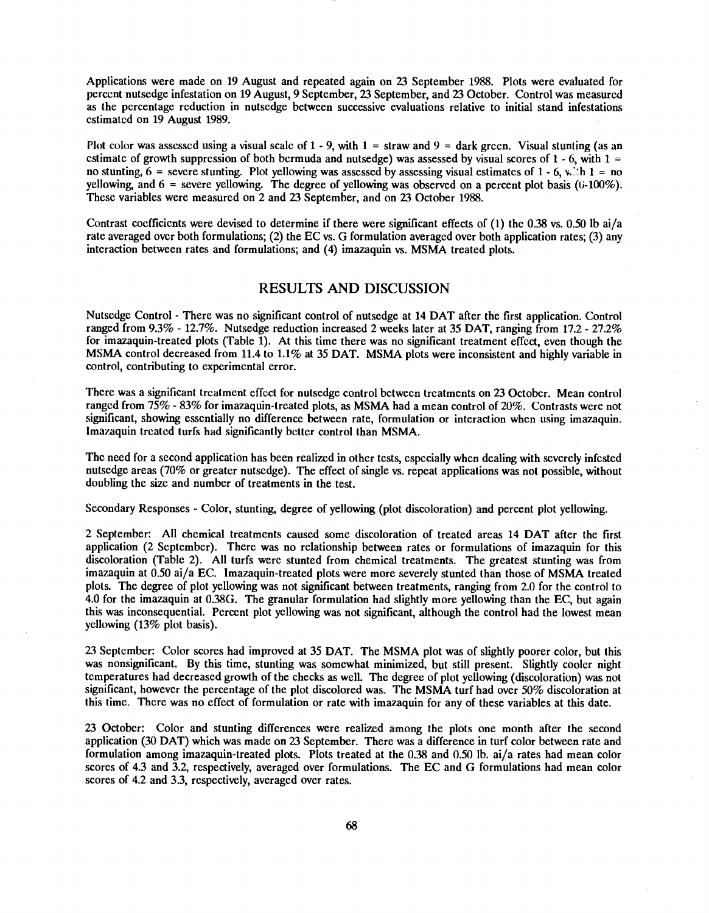Applications were made on 19 August and repeated again on 23 September 1988. Plots were evaluated for percent nutsedge infestation on 19 August, 9 September, 23 September, and 23 October. Control was measured as the percentage reduction in nutsedge between successive evaluations relative to initial stand infestations estimated on 19 August 1989.

Plot color was assessed using a visual scale of 1 - 9, with 1 = straw and 9 = dark green. Visual stunting (as an estimate of growth suppression of both bermuda and nutsedge) was assessed by visual scores of 1 - 6, with 1 = no stunting, 6 = severe stunting. Plot yellowing was assessed by assessing visual estimates of 1 - 6, with 1 = no yellowing, and 6 = severe yellowing. The degree of yellowing was observed on a percent plot basis (0-100%). These variables were measured on 2 and 23 September, and on 23 October 1988.

Contrast coefficients were devised to determine if there were significant effects of (1) the 0.38 vs. 0.50 lb ai/a rate averaged over both formulations; (2) the EC vs. G formulation averaged over both application rates; (3) any interaction between rates and formulations; and (4) imazaquin vs. MSMA treated plots.

## RESULTS AND DISCUSSION

Nutsedge Control - There was no significant control of nutsedge at 14 DAT after the first application. Control ranged from 9.3% - 12.7%. Nutsedge reduction increased 2 weeks later at 35 DAT, ranging from 17.2 - 27.2% for imazaquin-treated plots (Table 1). At this time there was no significant treatment effect, even though the MSMA control decreased from 11.4 to 1.1% at 35 DAT. MSMA plots were inconsistent and highly variable in control, contributing to experimental error.

There was a significant treatment effect for nutsedge control between treatments on 23 October. Mean control ranged from 75% - 83% for imazaquin-treated plots, as MSMA had a mean control of 20%. Contrasts were not significant, showing essentially no difference between rate, formulation or interaction when using imazaquin. Imazaquin treated turfs had significantly better control than MSMA.

The need for a second application has been realized in other tests, especially when dealing with severely infested nutsedge areas (70% or greater nutsedge). The effect of single vs. repeat applications was not possible, without doubling the size and number of treatments in the test.

Secondary Responses - Color, stunting, degree of yellowing (plot discoloration) and percent plot yellowing.

2 September: All chemical treatments caused some discoloration of treated areas 14 DAT after the first application (2 September). There was no relationship between rates or formulations of imazaquin for this discoloration (Table 2). All turfs were stunted from chemical treatments. The greatest stunting was from imazaquin at 0.50 ai/a EC. Imazaquin-treated plots were more severely stunted than those of MSMA treated plots. The degree of plot yellowing was not significant between treatments, ranging from 2.0 for the control to 4.0 for the imazaquin at 0.38G. The granular formulation had slightly more yellowing than the EC, but again this was inconsequential. Percent plot yellowing was not significant, although the control had the lowest mean yellowing (13% plot basis).

23 September: Color scores had improved at 35 DAT. The MSMA plot was of slightly poorer color, but this was nonsignificant. By this time, stunting was somewhat minimized, but still present. Slightly cooler night temperatures had decreased growth of the checks as well. The degree of plot yellowing (discoloration) was not significant, however the percentage of the plot discolored was. The MSMA turf had over 50% discoloration at this time. There was no effect of formulation or rate with imazaquin for any of these variables at this date.

23 October: Color and stunting differences were realized among the plots one month after the second application (30 DAT) which was made on 23 September. There was a difference in turf color between rate and formulation among imazaquin-treated plots. Plots treated at the 0.38 and 0.50 lb. ai/a rates had mean color scores of 4.3 and 3.2, respectively, averaged over formulations. The EC and G formulations had mean color scores of 4.2 and 3.3, respectively, averaged over rates.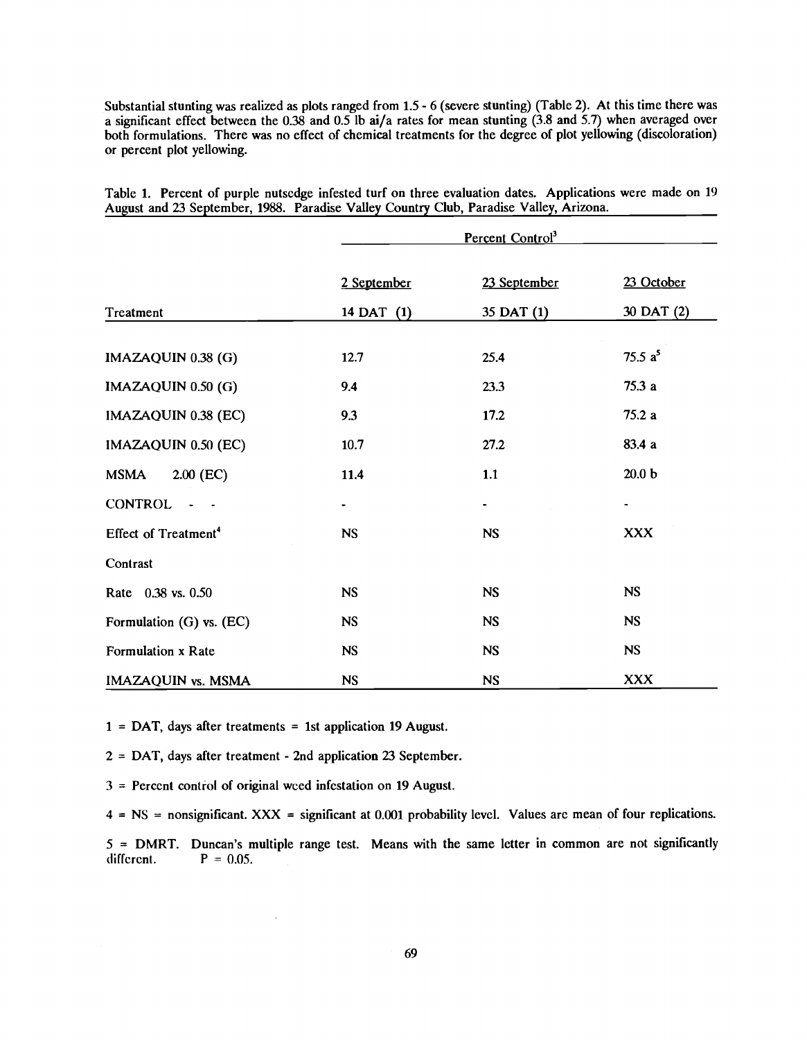Substantial stunting was realized as plots ranged from 1.5 - 6 (severe stunting) (Table 2). At this time there was a significant effect between the 0.38 and 0.5 lb ai/a rates for mean stunting (3.8 and 5.7) when averaged over both formulations. There was no effect of chemical treatments for the degree of plot yellowing (discoloration) or percent plot yellowing.

Table 1. Percent of purple nutsedge infested turf on three evaluation dates. Applications were made on 19 August and 23 September, 1988. Paradise Valley Country Club, Paradise Valley, Arizona.

| | Percent Control[3] | | |
|---|---|---|---|
| | 2 September | 23 September | 23 October |
| Treatment | 14 DAT (1) | 35 DAT (1) | 30 DAT (2) |
| IMAZAQUIN 0.38 (G) | 12.7 | 25.4 | 75.5 a[5] |
| IMAZAQUIN 0.50 (G) | 9.4 | 23.3 | 75.3 a |
| IMAZAQUIN 0.38 (EC) | 9.3 | 17.2 | 75.2 a |
| IMAZAQUIN 0.50 (EC) | 10.7 | 27.2 | 83.4 a |
| MSMA 2.00 (EC) | 11.4 | 1.1 | 20.0 b |
| CONTROL - - | - | - | - |
| Effect of Treatment[4] | NS | NS | XXX |
| Contrast | | | |
| Rate 0.38 vs. 0.50 | NS | NS | NS |
| Formulation (G) vs. (EC) | NS | NS | NS |
| Formulation x Rate | NS | NS | NS |
| IMAZAQUIN vs. MSMA | NS | NS | XXX |

1 = DAT, days after treatments = 1st application 19 August.

2 = DAT, days after treatment - 2nd application 23 September.

3 = Percent control of original weed infestation on 19 August.

4 = NS = nonsignificant. XXX = significant at 0.001 probability level. Values are mean of four replications.

5 = DMRT. Duncan's multiple range test. Means with the same letter in common are not significantly different. P = 0.05.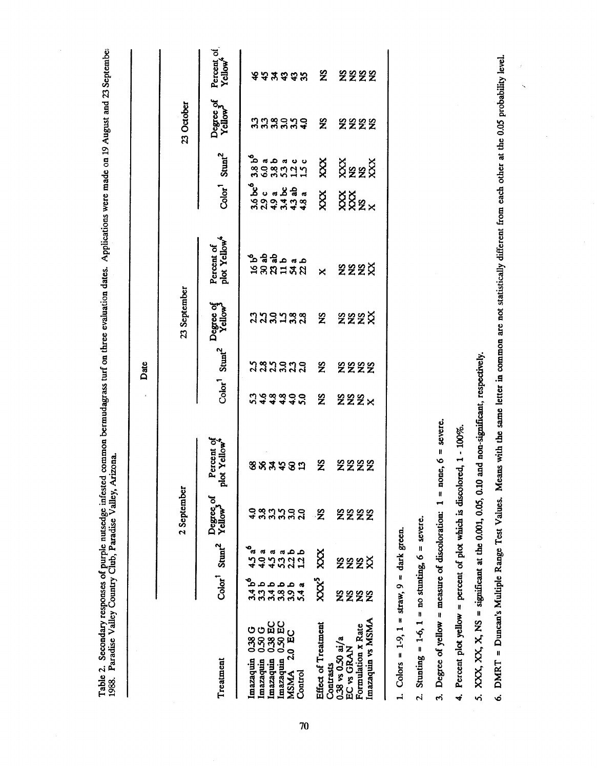Table 2. Secondary responses of purple nutsedge infested common bermudagrass turf on three evaluation dates. Applications were made on 19 August and 23 September 1988. Paradise Valley Country Club, Paradise Valley, Arizona.

| Treatment | Date | | | | | | | | | | | |
|---|---|---|---|---|---|---|---|---|---|---|---|---|
| | 2 September | | | | 23 September | | | | 23 October | | | |
| | Color[1] | Stunt[2] | Degree of Yellow[3] | Percent of plot Yellow[4] | Color[1] | Stunt[2] | Degree of Yellow[3] | Percent of plot Yellow[4] | Color[1] | Stunt[2] | Degree of Yellow[3] | Percent of Yellow[4] |
| Imazaquin 0.38 G | 3.4 b[6] | 4.5 a[6] | 4.0 | 68 | 5.3 | 2.5 | 2.3 | 16 b[6] | 3.6 bc[6] | 3.8 b[6] | 3.3 | 46 |
| Imazaquin 0.50 G | 3.3 b | 4.0 a | 3.8 | 56 | 4.6 | 2.8 | 2.5 | 30 ab | 2.9 c | 6.0 a | 3.3 | 45 |
| Imazaquin 0.38 EC | 3.4 b | 4.5 a | 3.3 | 34 | 4.8 | 2.5 | 3.0 | 23 ab | 4.9 a | 3.8 b | 3.8 | 34 |
| Imazaquin 0.50 EC | 3.8 b | 5.3 a | 3.5 | 45 | 4.8 | 3.0 | 1.5 | 11 b | 3.4 bc | 5.3 a | 3.0 | 43 |
| MSMA 2.0 EC | 3.9 b | 2.2 b | 3.0 | 60 | 4.0 | 2.3 | 3.8 | 54 a | 4.3 ab | 1.2 c | 3.5 | 43 |
| Control | 5.4 a | 1.2 b | 2.0 | 13 | 5.0 | 2.0 | 2.8 | 22 b | 4.8 a | 1.5 c | 4.0 | 35 |
| Effect of Treatment | XXX[5] | XXX | NS | NS | NS | NS | NS | X | XXX | XXX | NS | NS |
| Contrasts | | | | | | | | | | | | |
| 0.38 vs 0.50 ai/a | NS | NS | NS | NS | NS | NS | NS | NS | XXX | XXX | NS | NS |
| EC vs GRAN | NS | NS | NS | NS | NS | NS | NS | NS | XXX | NS | NS | NS |
| Formulation x Rate | NS | NS | NS | NS | NS | NS | NS | NS | NS | NS | NS | NS |
| Imazaquin vs MSMA | NS | XX | NS | NS | X | NS | XX | XX | X | XXX | NS | NS |

1. Colors = 1-9, 1 = straw, 9 = dark green.

2. Stunting = 1-6, 1 = no stunting, 6 = severe.

3. Degree of yellow = measure of discoloration: 1 = none, 6 = severe.

4. Percent plot yellow = percent of plot which is discolored, 1 - 100%.

5. XXX, XX, X, NS = significant at the 0.001, 0.05, 0.10 and non-significant, respectively.

6. DMRT = Duncan's Multiple Range Test Values. Means with the same letter in common are not statistically different from each other at the 0.05 probability level.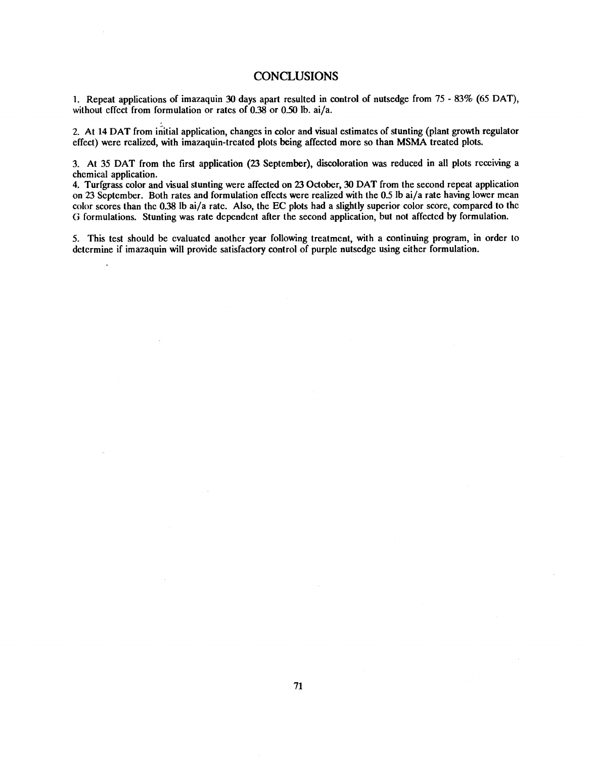# CONCLUSIONS

1. Repeat applications of imazaquin 30 days apart resulted in control of nutsedge from 75 - 83% (65 DAT), without effect from formulation or rates of 0.38 or 0.50 lb. ai/a.

2. At 14 DAT from initial application, changes in color and visual estimates of stunting (plant growth regulator effect) were realized, with imazaquin-treated plots being affected more so than MSMA treated plots.

3. At 35 DAT from the first application (23 September), discoloration was reduced in all plots receiving a chemical application.

4. Turfgrass color and visual stunting were affected on 23 October, 30 DAT from the second repeat application on 23 September. Both rates and formulation effects were realized with the 0.5 lb ai/a rate having lower mean color scores than the 0.38 lb ai/a rate. Also, the EC plots had a slightly superior color score, compared to the G formulations. Stunting was rate dependent after the second application, but not affected by formulation.

5. This test should be evaluated another year following treatment, with a continuing program, in order to determine if imazaquin will provide satisfactory control of purple nutsedge using either formulation.